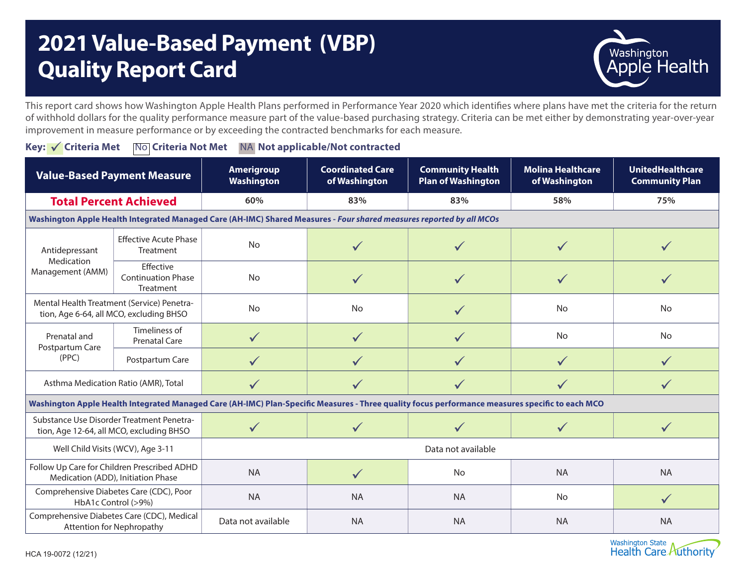# 2021 Value-Based Payment (VBP) Quality Report Card

Washington Apple Health

This report card shows how Washington Apple Health Plans performed in Performance Year 2020 which identifies where plans have met the criteria for the return of withhold dollars for the quality performance measure part of the value-based purchasing strategy. Criteria can be met either by demonstrating year-over-year improvement in measure performance or by exceeding the contracted benchmarks for each measure.

**Key: ✓ Criteria Met** | **No Criteria Not Met** | **NA Not applicable/Not contracted**

| Value-Based Payment Measure | | Amerigroup Washington | Coordinated Care of Washington | Community Health Plan of Washington | Molina Healthcare of Washington | UnitedHealthcare Community Plan |
|---|---|---|---|---|---|---|
| **Total Percent Achieved** | | 60% | 83% | 83% | 58% | 75% |
| **Washington Apple Health Integrated Managed Care (AH-IMC) Shared Measures** - *Four shared measures reported by all MCOs* | | | | | | |
| Antidepressant Medication Management (AMM) | Effective Acute Phase Treatment | No | ✓ | ✓ | ✓ | ✓ |
| | Effective Continuation Phase Treatment | No | ✓ | ✓ | ✓ | ✓ |
| Mental Health Treatment (Service) Penetration, Age 6-64, all MCO, excluding BHSO | | No | No | ✓ | No | No |
| Prenatal and Postpartum Care (PPC) | Timeliness of Prenatal Care | ✓ | ✓ | ✓ | No | No |
| | Postpartum Care | ✓ | ✓ | ✓ | ✓ | ✓ |
| Asthma Medication Ratio (AMR), Total | | ✓ | ✓ | ✓ | ✓ | ✓ |
| **Washington Apple Health Integrated Managed Care (AH-IMC) Plan-Specific Measures - Three quality focus performance measures specific to each MCO** | | | | | | |
| Substance Use Disorder Treatment Penetration, Age 12-64, all MCO, excluding BHSO | | ✓ | ✓ | ✓ | ✓ | ✓ |
| Well Child Visits (WCV), Age 3-11 | | Data not available | | | | |
| Follow Up Care for Children Prescribed ADHD Medication (ADD), Initiation Phase | | NA | ✓ | No | NA | NA |
| Comprehensive Diabetes Care (CDC), Poor HbA1c Control (>9%) | | NA | NA | NA | No | ✓ |
| Comprehensive Diabetes Care (CDC), Medical Attention for Nephropathy | | Data not available | NA | NA | NA | NA |

HCA 19-0072 (12/21)

Washington State Health Care Authority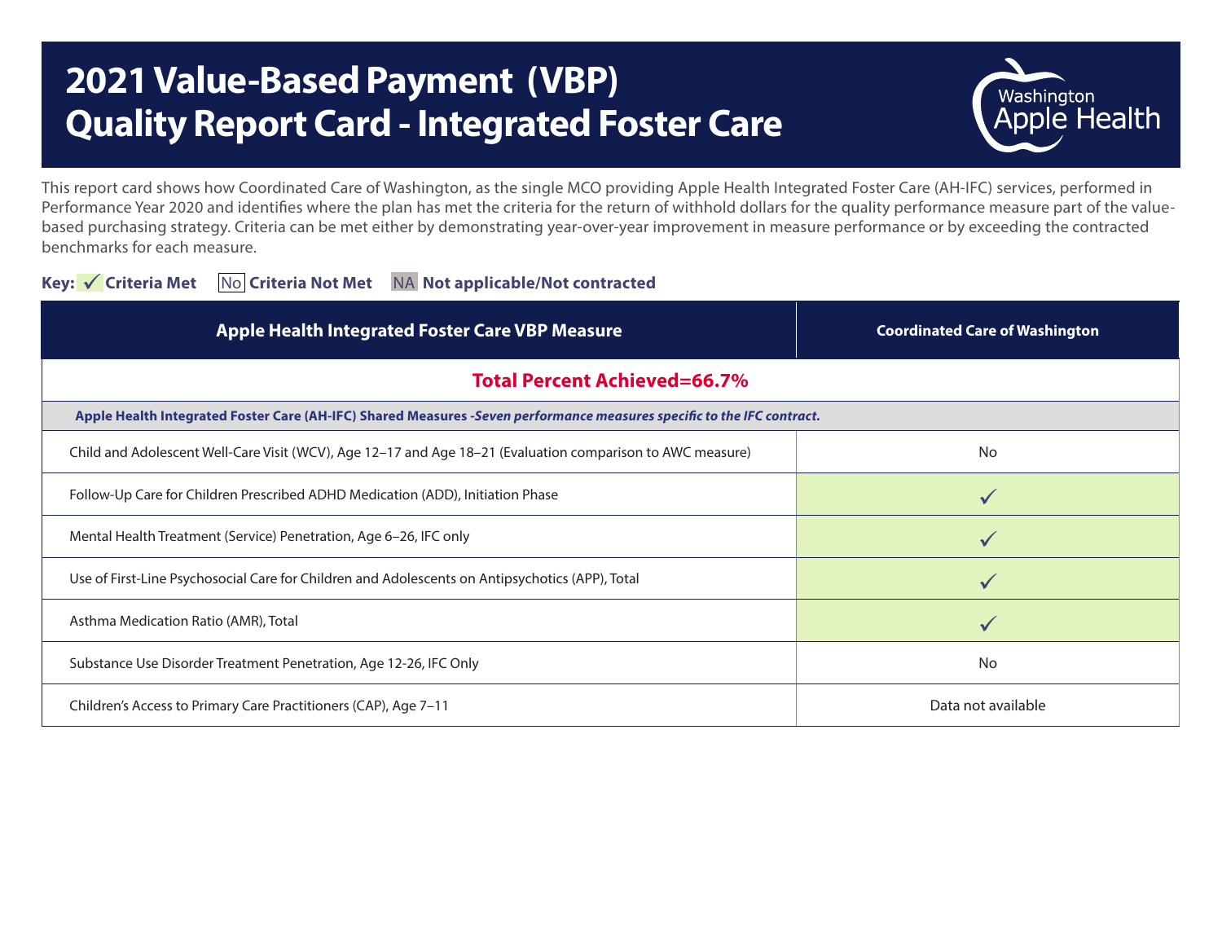# 2021 Value-Based Payment (VBP) Quality Report Card - Integrated Foster Care

Washington Apple Health

This report card shows how Coordinated Care of Washington, as the single MCO providing Apple Health Integrated Foster Care (AH-IFC) services, performed in Performance Year 2020 and identifies where the plan has met the criteria for the return of withhold dollars for the quality performance measure part of the value-based purchasing strategy. Criteria can be met either by demonstrating year-over-year improvement in measure performance or by exceeding the contracted benchmarks for each measure.

**Key:** ✓ **Criteria Met** No **Criteria Not Met** NA **Not applicable/Not contracted**

| Apple Health Integrated Foster Care VBP Measure | Coordinated Care of Washington |
|---|---|
| **Total Percent Achieved=66.7%** | |
| **Apple Health Integrated Foster Care (AH-IFC) Shared Measures** -*Seven performance measures specific to the IFC contract.* | |
| Child and Adolescent Well-Care Visit (WCV), Age 12–17 and Age 18–21 (Evaluation comparison to AWC measure) | No |
| Follow-Up Care for Children Prescribed ADHD Medication (ADD), Initiation Phase | ✓ |
| Mental Health Treatment (Service) Penetration, Age 6–26, IFC only | ✓ |
| Use of First-Line Psychosocial Care for Children and Adolescents on Antipsychotics (APP), Total | ✓ |
| Asthma Medication Ratio (AMR), Total | ✓ |
| Substance Use Disorder Treatment Penetration, Age 12-26, IFC Only | No |
| Children's Access to Primary Care Practitioners (CAP), Age 7–11 | Data not available |